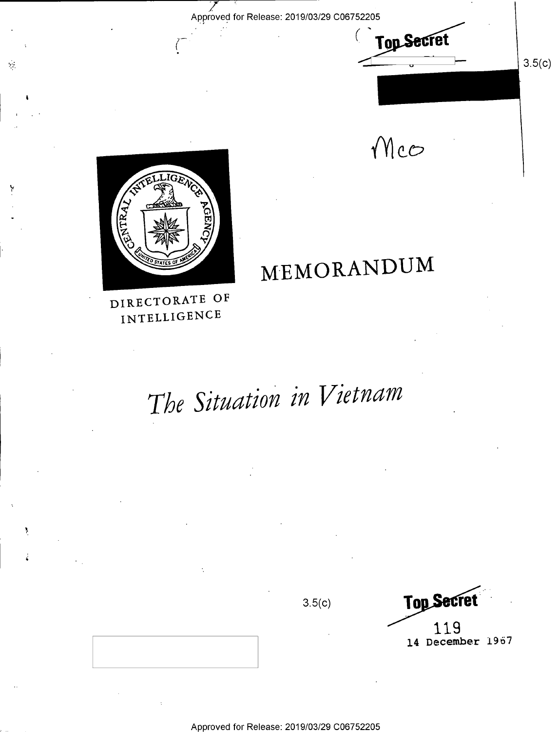Top Secret

3.5(c)

Mco

DIRECTORATE OF INTELLIGENCE

# MEMORANDUM

# *The Situation in Vietnam*

3.5(c)

Top Secret

119

14 December 1967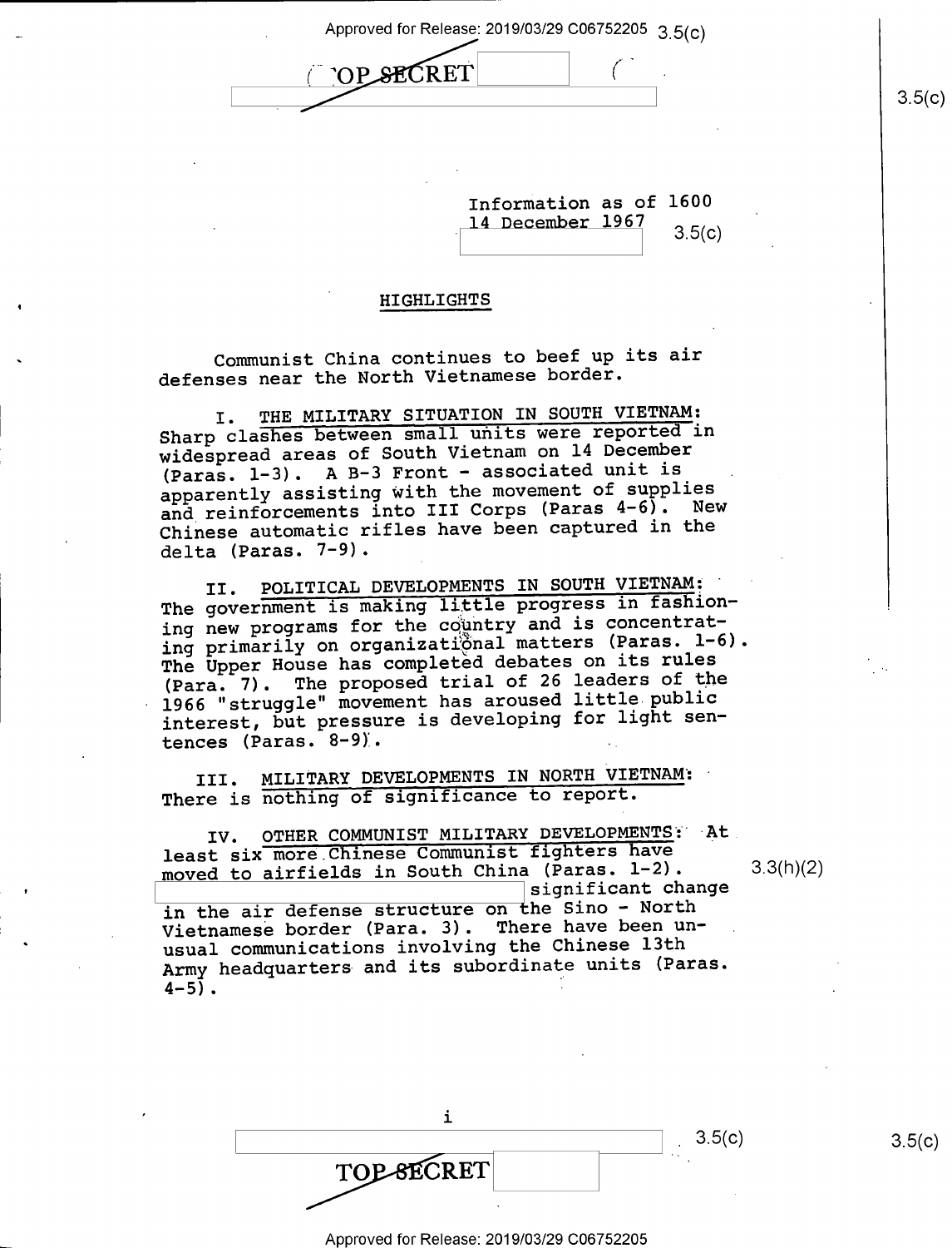Information as of 1600
14 December 1967

## HIGHLIGHTS

Communist China continues to beef up its air defenses near the North Vietnamese border.

I. THE MILITARY SITUATION IN SOUTH VIETNAM: Sharp clashes between small units were reported in widespread areas of South Vietnam on 14 December (Paras. 1-3). A B-3 Front - associated unit is apparently assisting with the movement of supplies and reinforcements into III Corps (Paras 4-6). New Chinese automatic rifles have been captured in the delta (Paras. 7-9).

II. POLITICAL DEVELOPMENTS IN SOUTH VIETNAM: The government is making little progress in fashioning new programs for the country and is concentrating primarily on organizational matters (Paras. 1-6). The Upper House has completed debates on its rules (Para. 7). The proposed trial of 26 leaders of the 1966 "struggle" movement has aroused little public interest, but pressure is developing for light sentences (Paras. 8-9).

III. MILITARY DEVELOPMENTS IN NORTH VIETNAM: There is nothing of significance to report.

IV. OTHER COMMUNIST MILITARY DEVELOPMENTS: At least six more Chinese Communist fighters have moved to airfields in South China (Paras. 1-2). [REDACTED] significant change in the air defense structure on the Sino - North Vietnamese border (Para. 3). There have been unusual communications involving the Chinese 13th Army headquarters and its subordinate units (Paras. 4-5).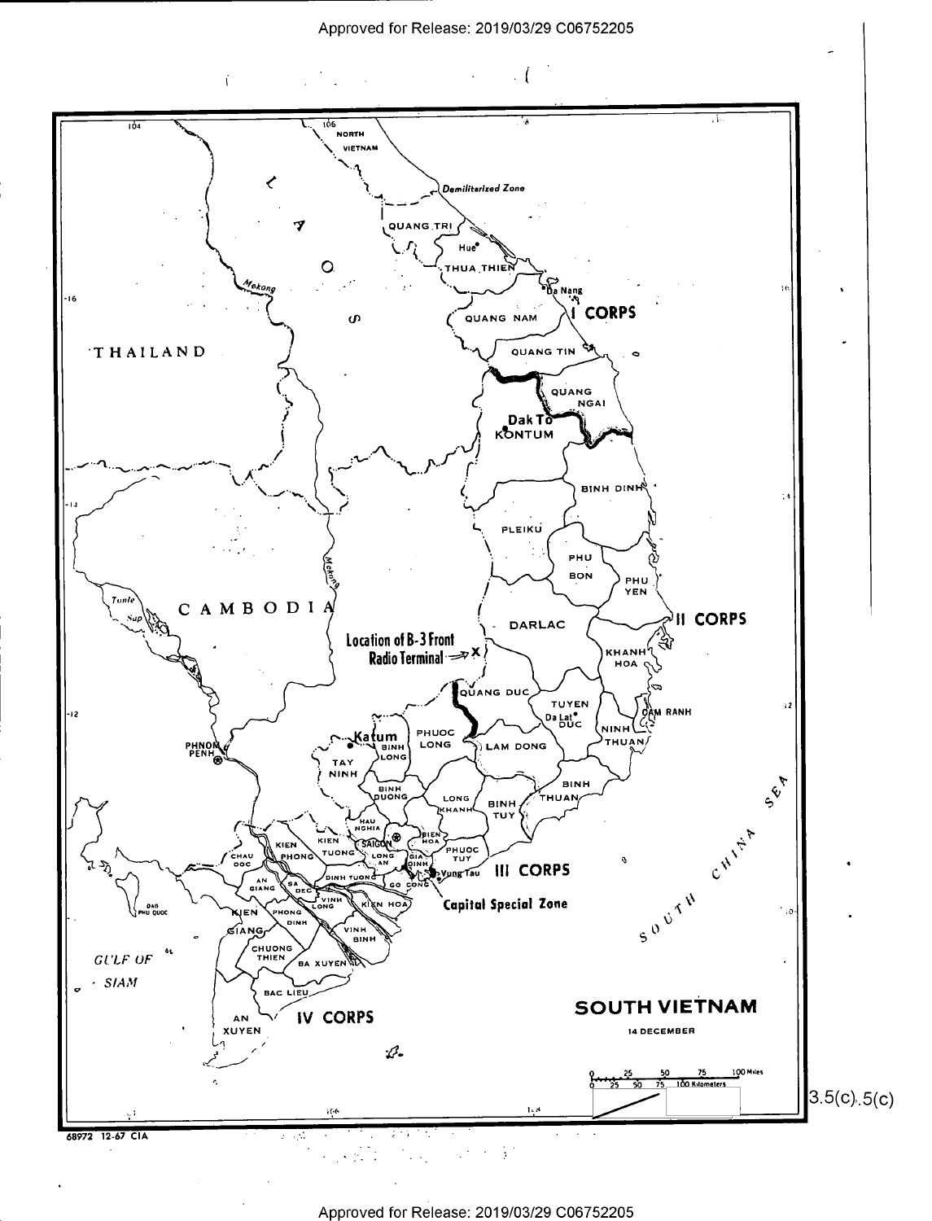SOUTH VIETNAM

14 DECEMBER

Location of B-3 Front Radio Terminal

Dak To

Katum

Capital Special Zone

I CORPS

II CORPS

III CORPS

IV CORPS

68972 12-67 CIA

3.5(c).5(c)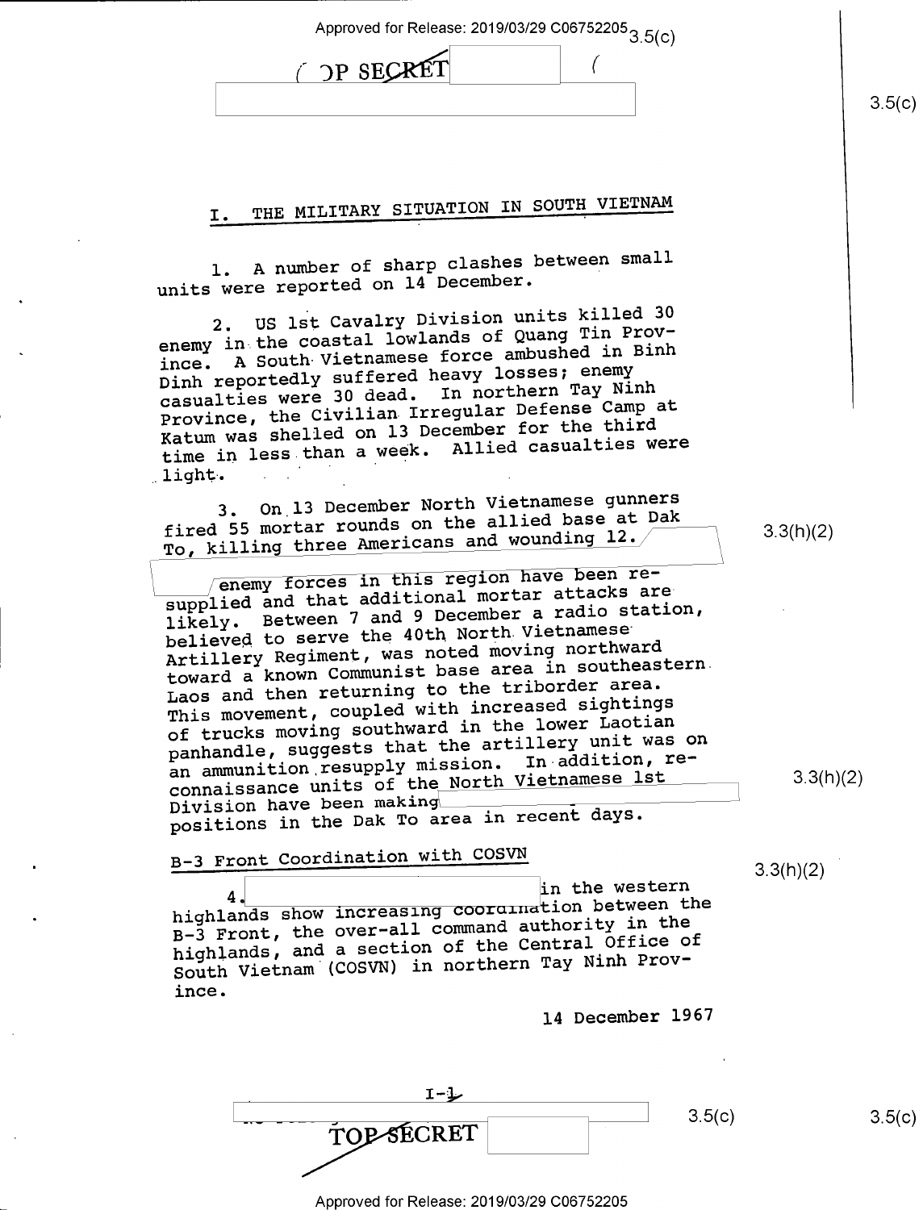# I. THE MILITARY SITUATION IN SOUTH VIETNAM

1. A number of sharp clashes between small units were reported on 14 December.

2. US 1st Cavalry Division units killed 30 enemy in the coastal lowlands of Quang Tin Province. A South Vietnamese force ambushed in Binh Dinh reportedly suffered heavy losses; enemy casualties were 30 dead. In northern Tay Ninh Province, the Civilian Irregular Defense Camp at Katum was shelled on 13 December for the third time in less than a week. Allied casualties were light.

3. On 13 December North Vietnamese gunners fired 55 mortar rounds on the allied base at Dak To, killing three Americans and wounding 12. [redacted] enemy forces in this region have been resupplied and that additional mortar attacks are likely. Between 7 and 9 December a radio station, believed to serve the 40th North Vietnamese Artillery Regiment, was noted moving northward toward a known Communist base area in southeastern Laos and then returning to the triborder area. This movement, coupled with increased sightings of trucks moving southward in the lower Laotian panhandle, suggests that the artillery unit was on an ammunition resupply mission. In addition, reconnaissance units of the North Vietnamese 1st Division have been making [redacted] positions in the Dak To area in recent days.

## B-3 Front Coordination with COSVN

4. [redacted] in the western highlands show increasing coordination between the B-3 Front, the over-all command authority in the highlands, and a section of the Central Office of South Vietnam (COSVN) in northern Tay Ninh Province.

14 December 1967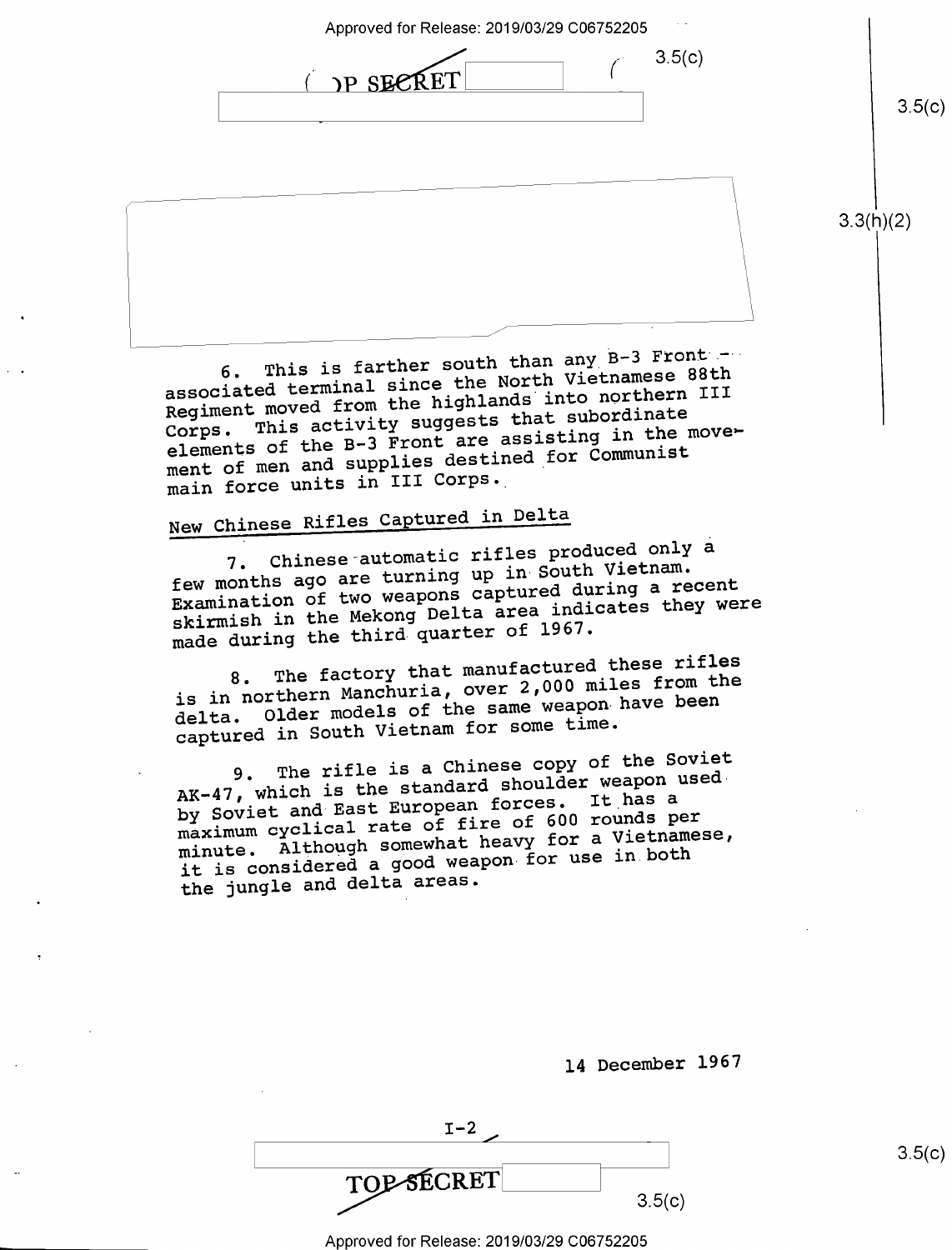6. This is farther south than any B-3 Front-associated terminal since the North Vietnamese 88th Regiment moved from the highlands into northern III Corps. This activity suggests that subordinate elements of the B-3 Front are assisting in the movement of men and supplies destined for Communist main force units in III Corps.

## New Chinese Rifles Captured in Delta

7. Chinese automatic rifles produced only a few months ago are turning up in South Vietnam. Examination of two weapons captured during a recent skirmish in the Mekong Delta area indicates they were made during the third quarter of 1967.

8. The factory that manufactured these rifles is in northern Manchuria, over 2,000 miles from the delta. Older models of the same weapon have been captured in South Vietnam for some time.

9. The rifle is a Chinese copy of the Soviet AK-47, which is the standard shoulder weapon used by Soviet and East European forces. It has a maximum cyclical rate of fire of 600 rounds per minute. Although somewhat heavy for a Vietnamese, it is considered a good weapon for use in both the jungle and delta areas.

14 December 1967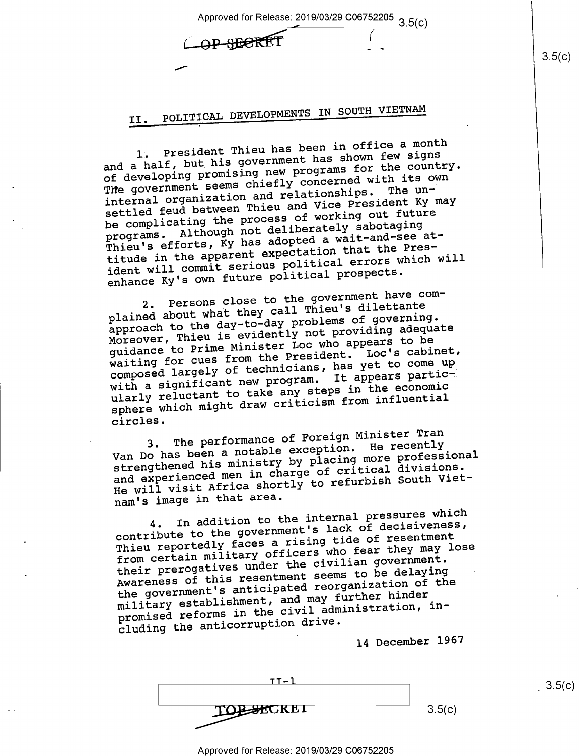## II. POLITICAL DEVELOPMENTS IN SOUTH VIETNAM

1. President Thieu has been in office a month and a half, but his government has shown few signs of developing promising new programs for the country. The government seems chiefly concerned with its own internal organization and relationships. The unsettled feud between Thieu and Vice President Ky may be complicating the process of working out future programs. Although not deliberately sabotaging Thieu's efforts, Ky has adopted a wait-and-see attitude in the apparent expectation that the President will commit serious political errors which will enhance Ky's own future political prospects.

2. Persons close to the government have complained about what they call Thieu's dilettante approach to the day-to-day problems of governing. Moreover, Thieu is evidently not providing adequate guidance to Prime Minister Loc who appears to be waiting for cues from the President. Loc's cabinet, composed largely of technicians, has yet to come up with a significant new program. It appears particularly reluctant to take any steps in the economic sphere which might draw criticism from influential circles.

3. The performance of Foreign Minister Tran Van Do has been a notable exception. He recently strengthened his ministry by placing more professional and experienced men in charge of critical divisions. He will visit Africa shortly to refurbish South Vietnam's image in that area.

4. In addition to the internal pressures which contribute to the government's lack of decisiveness, Thieu reportedly faces a rising tide of resentment from certain military officers who fear they may lose their prerogatives under the civilian government. Awareness of this resentment seems to be delaying the government's anticipated reorganization of the military establishment, and may further hinder promised reforms in the civil administration, including the anticorruption drive.

14 December 1967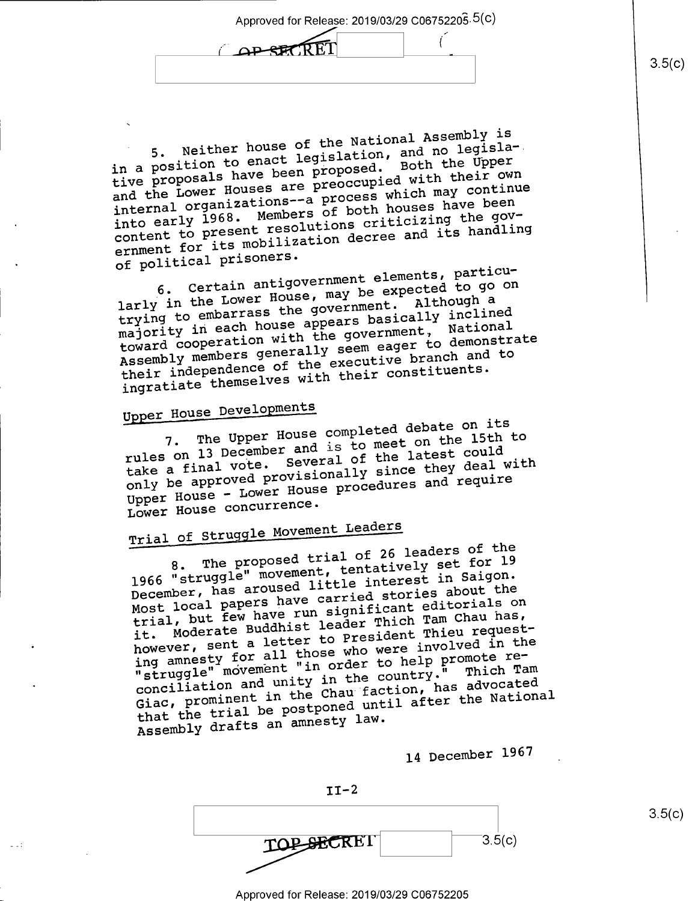5. Neither house of the National Assembly is in a position to enact legislation, and no legislative proposals have been proposed. Both the Upper and the Lower Houses are preoccupied with their own internal organizations--a process which may continue into early 1968. Members of both houses have been content to present resolutions criticizing the government for its mobilization decree and its handling of political prisoners.

6. Certain antigovernment elements, particularly in the Lower House, may be expected to go on trying to embarrass the government. Although a majority in each house appears basically inclined toward cooperation with the government, National Assembly members generally seem eager to demonstrate their independence of the executive branch and to ingratiate themselves with their constituents.

## Upper House Developments

7. The Upper House completed debate on its rules on 13 December and is to meet on the 15th to take a final vote. Several of the latest could only be approved provisionally since they deal with Upper House - Lower House procedures and require Lower House concurrence.

## Trial of Struggle Movement Leaders

8. The proposed trial of 26 leaders of the 1966 "struggle" movement, tentatively set for 19 December, has aroused little interest in Saigon. Most local papers have carried stories about the trial, but few have run significant editorials on it. Moderate Buddhist leader Thich Tam Chau has, however, sent a letter to President Thieu requesting amnesty for all those who were involved in the "struggle" movement "in order to help promote reconciliation and unity in the country." Thich Tam Giac, prominent in the Chau faction, has advocated that the trial be postponed until after the National Assembly drafts an amnesty law.

14 December 1967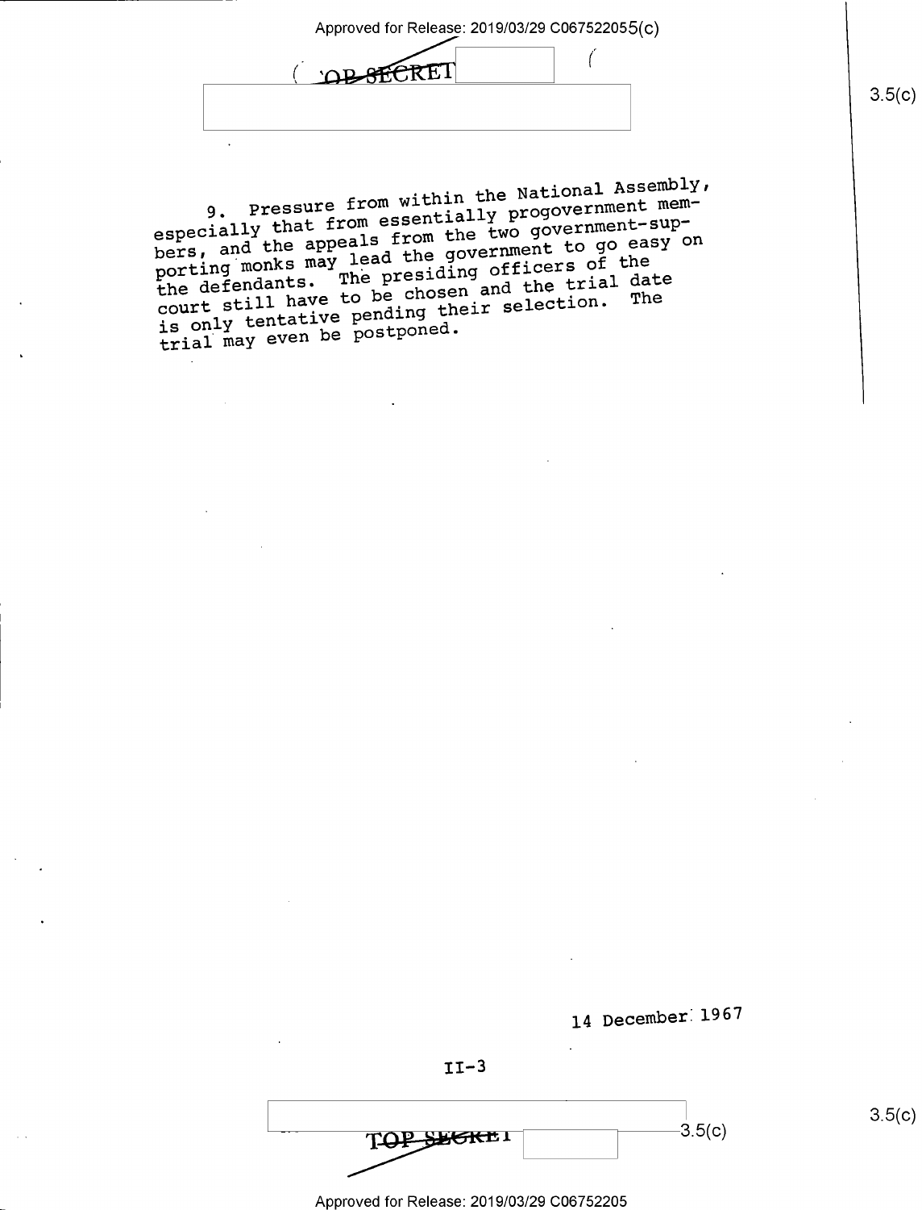9. Pressure from within the National Assembly, especially that from essentially progovernment members, and the appeals from the two government-supporting monks may lead the government to go easy on the defendants. The presiding officers of the court still have to be chosen and the trial date is only tentative pending their selection. The trial may even be postponed.

14 December 1967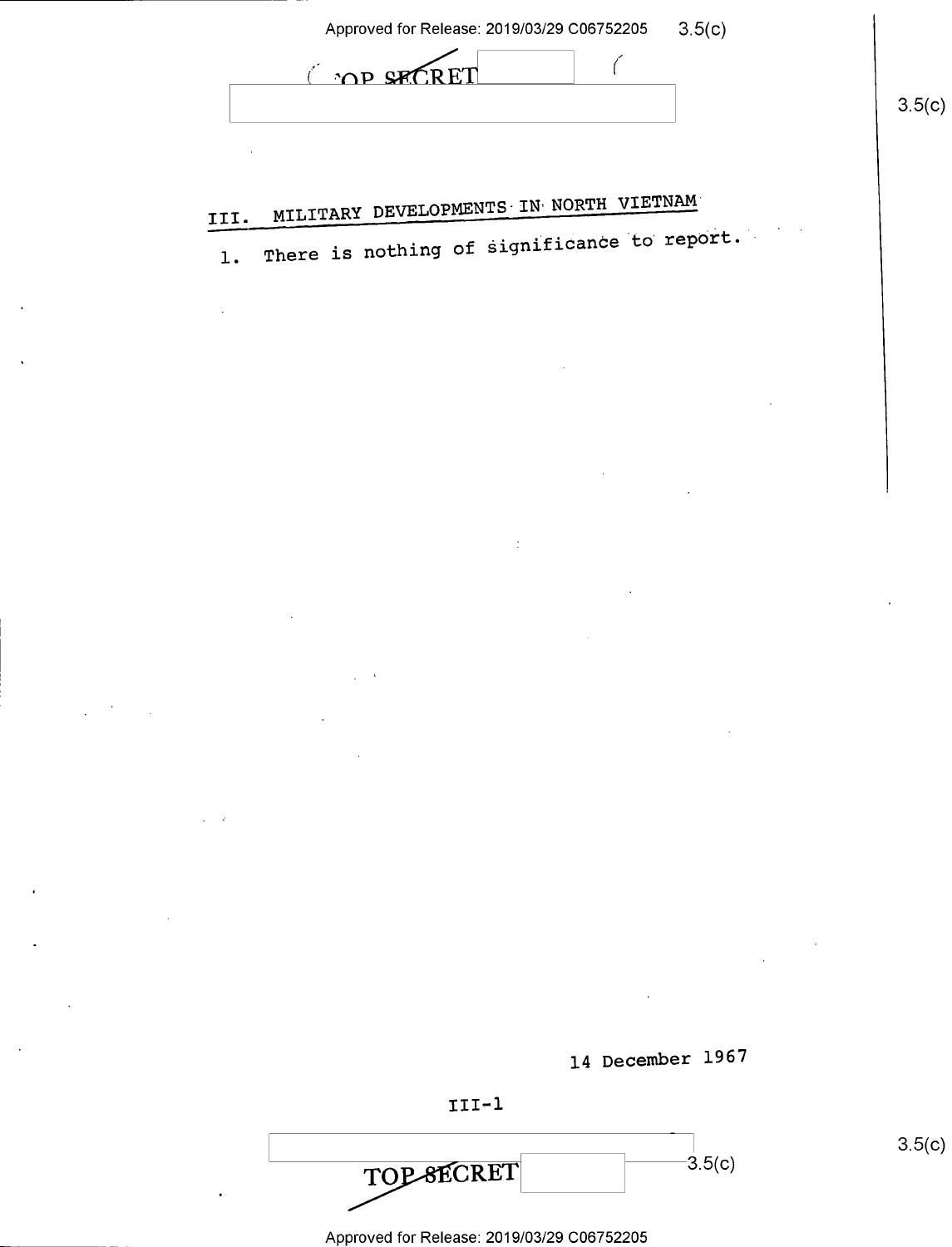## III. MILITARY DEVELOPMENTS IN NORTH VIETNAM

1. There is nothing of significance to report.

14 December 1967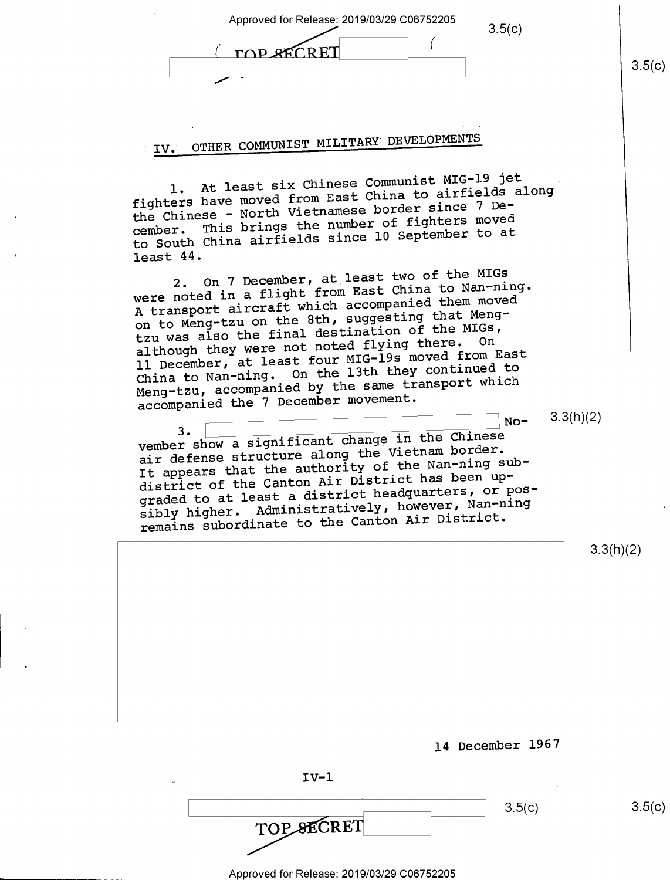## IV. OTHER COMMUNIST MILITARY DEVELOPMENTS

1. At least six Chinese Communist MIG-19 jet fighters have moved from East China to airfields along the Chinese - North Vietnamese border since 7 December. This brings the number of fighters moved to South China airfields since 10 September to at least 44.

2. On 7 December, at least two of the MIGs were noted in a flight from East China to Nan-ning. A transport aircraft which accompanied them moved on to Meng-tzu on the 8th, suggesting that Meng-tzu was also the final destination of the MIGs, although they were not noted flying there. On 11 December, at least four MIG-19s moved from East China to Nan-ning. On the 13th they continued to Meng-tzu, accompanied by the same transport which accompanied the 7 December movement.

3. [redacted 3.3(h)(2)] November show a significant change in the Chinese air defense structure along the Vietnam border. It appears that the authority of the Nan-ning subdistrict of the Canton Air District has been upgraded to at least a district headquarters, or possibly higher. Administratively, however, Nan-ning remains subordinate to the Canton Air District.

[redacted 3.3(h)(2)]

14 December 1967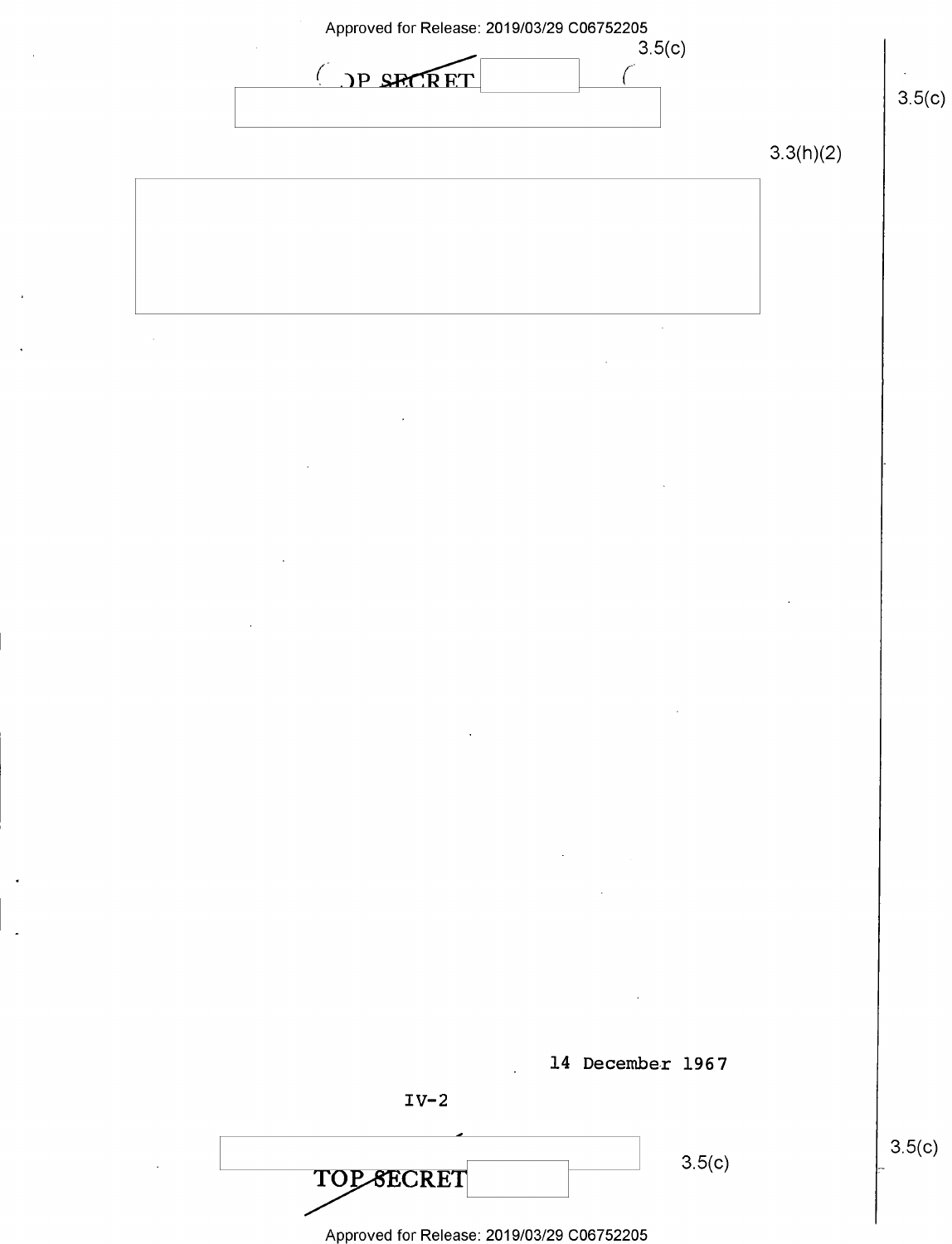14 December 1967

IV-2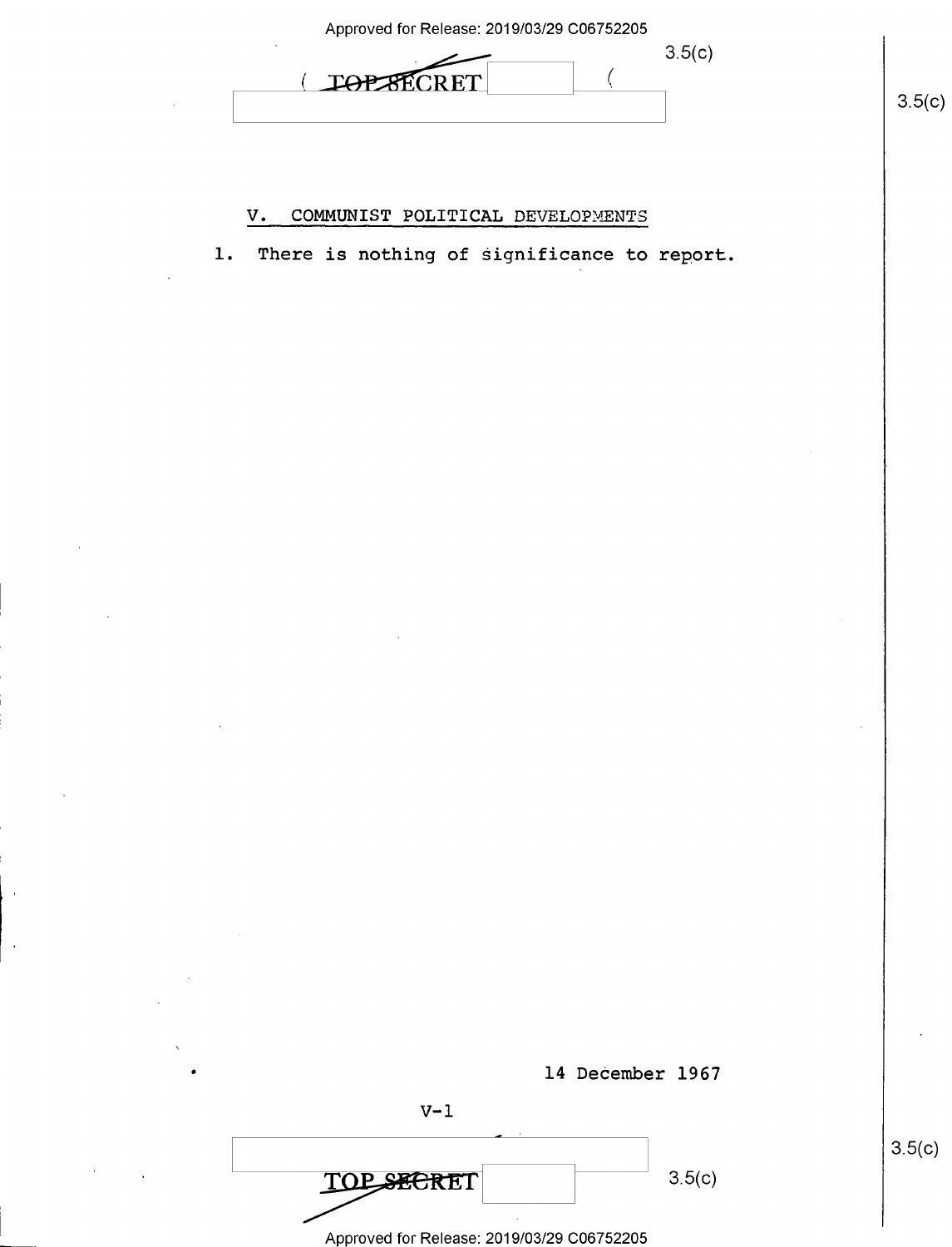## V. COMMUNIST POLITICAL DEVELOPMENTS

1. There is nothing of significance to report.

14 December 1967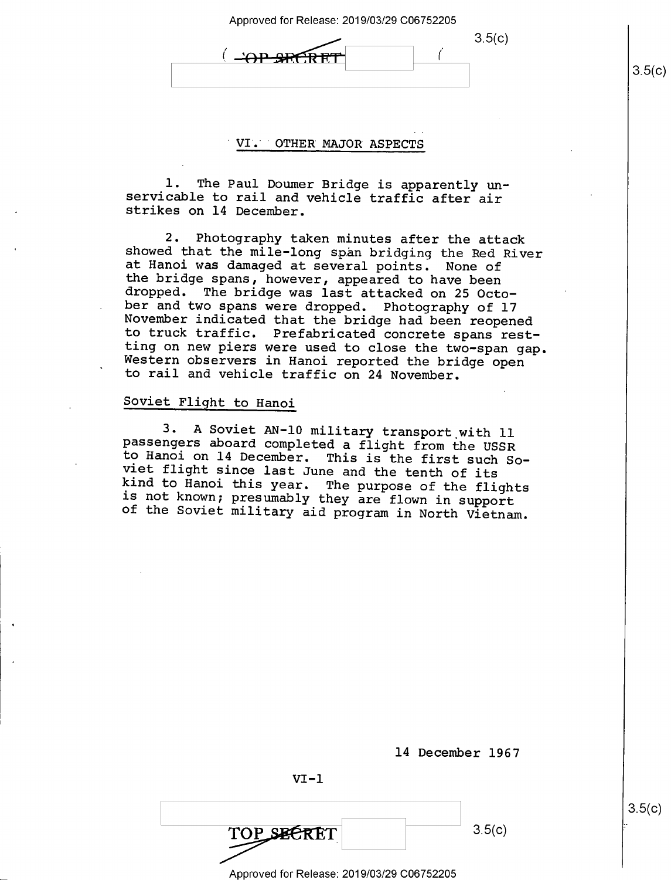## VI. OTHER MAJOR ASPECTS

1. The Paul Doumer Bridge is apparently unservicable to rail and vehicle traffic after air strikes on 14 December.

2. Photography taken minutes after the attack showed that the mile-long span bridging the Red River at Hanoi was damaged at several points. None of the bridge spans, however, appeared to have been dropped. The bridge was last attacked on 25 October and two spans were dropped. Photography of 17 November indicated that the bridge had been reopened to truck traffic. Prefabricated concrete spans resting on new piers were used to close the two-span gap. Western observers in Hanoi reported the bridge open to rail and vehicle traffic on 24 November.

### Soviet Flight to Hanoi

3. A Soviet AN-10 military transport with 11 passengers aboard completed a flight from the USSR to Hanoi on 14 December. This is the first such Soviet flight since last June and the tenth of its kind to Hanoi this year. The purpose of the flights is not known; presumably they are flown in support of the Soviet military aid program in North Vietnam.

14 December 1967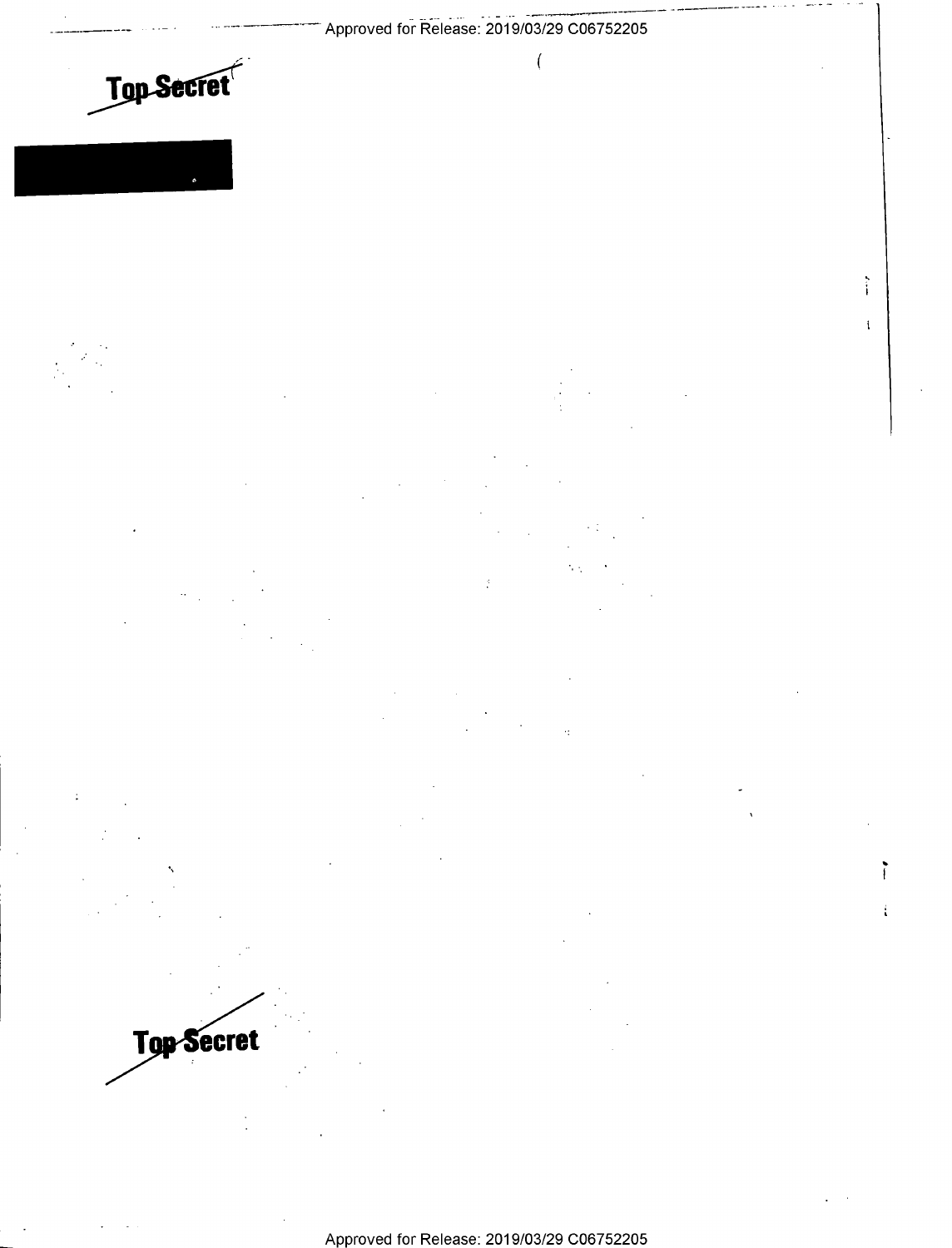Top Secret

Top Secret